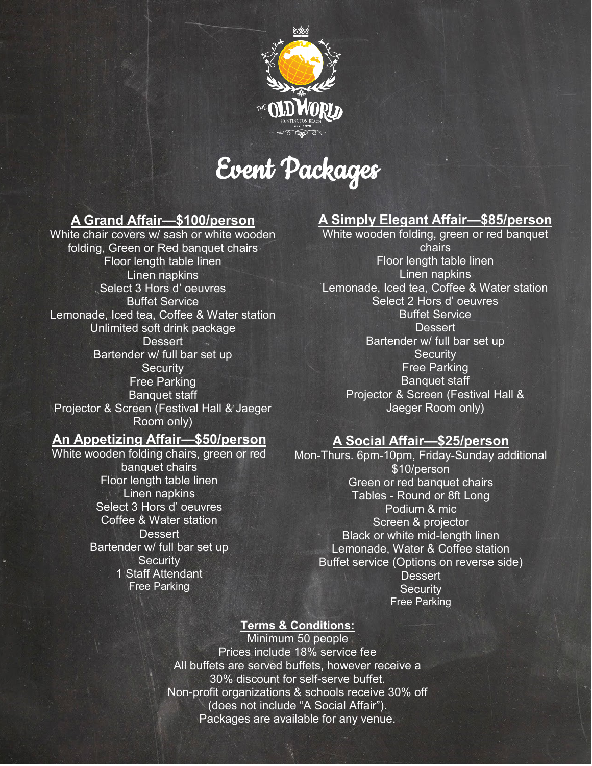# Event Packages

## A Grand Affair—$100/person

White chair covers w/ sash or white wooden folding, Green or Red banquet chairs
Floor length table linen
Linen napkins
Select 3 Hors d' oeuvres
Buffet Service
Lemonade, Iced tea, Coffee & Water station
Unlimited soft drink package
Dessert
Bartender w/ full bar set up
Security
Free Parking
Banquet staff
Projector & Screen (Festival Hall & Jaeger Room only)

## An Appetizing Affair—$50/person

White wooden folding chairs, green or red banquet chairs
Floor length table linen
Linen napkins
Select 3 Hors d' oeuvres
Coffee & Water station
Dessert
Bartender w/ full bar set up
Security
1 Staff Attendant
Free Parking

## A Simply Elegant Affair—$85/person

White wooden folding, green or red banquet chairs
Floor length table linen
Linen napkins
Lemonade, Iced tea, Coffee & Water station
Select 2 Hors d' oeuvres
Buffet Service
Dessert
Bartender w/ full bar set up
Security
Free Parking
Banquet staff
Projector & Screen (Festival Hall & Jaeger Room only)

## A Social Affair—$25/person

Mon-Thurs. 6pm-10pm, Friday-Sunday additional $10/person
Green or red banquet chairs
Tables - Round or 8ft Long
Podium & mic
Screen & projector
Black or white mid-length linen
Lemonade, Water & Coffee station
Buffet service (Options on reverse side)
Dessert
Security
Free Parking

## Terms & Conditions:

Minimum 50 people
Prices include 18% service fee
All buffets are served buffets, however receive a 30% discount for self-serve buffet.
Non-profit organizations & schools receive 30% off (does not include "A Social Affair").
Packages are available for any venue.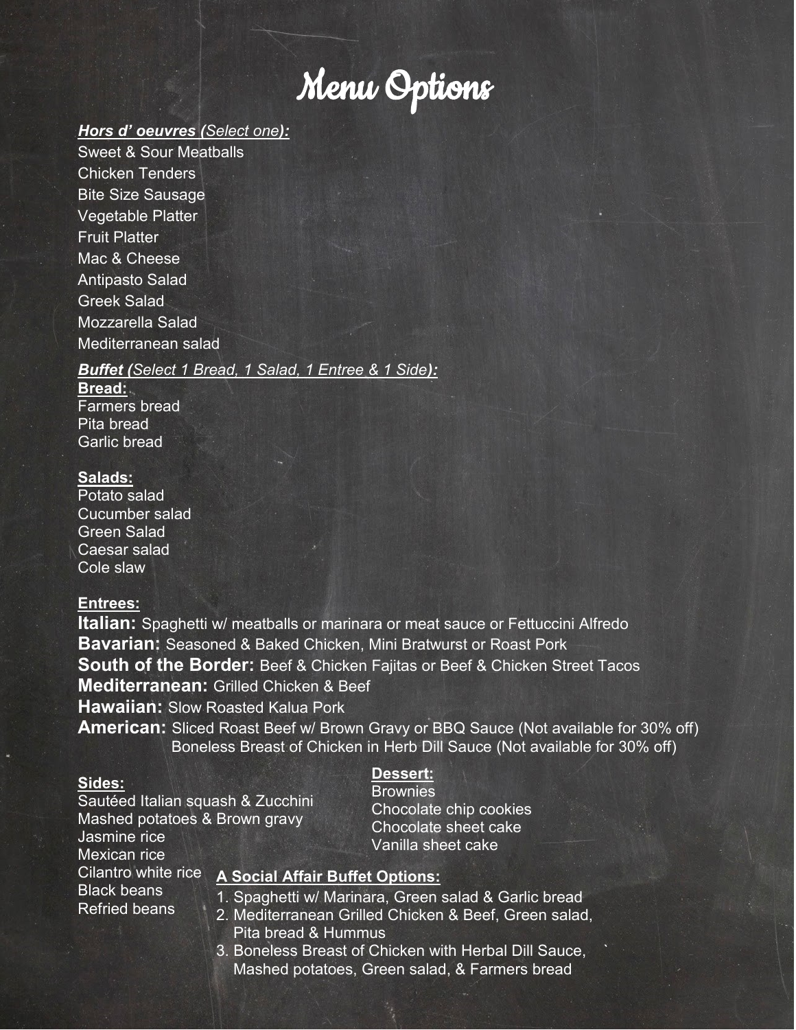# Menu Options

***Hors d' oeuvres** (Select one):*

Sweet & Sour Meatballs
Chicken Tenders
Bite Size Sausage
Vegetable Platter
Fruit Platter
Mac & Cheese
Antipasto Salad
Greek Salad
Mozzarella Salad
Mediterranean salad

***Buffet** (Select 1 Bread, 1 Salad, 1 Entree & 1 Side):*

**Bread:**
Farmers bread
Pita bread
Garlic bread

**Salads:**
Potato salad
Cucumber salad
Green Salad
Caesar salad
Cole slaw

**Entrees:**

**Italian:** Spaghetti w/ meatballs or marinara or meat sauce or Fettuccini Alfredo
**Bavarian:** Seasoned & Baked Chicken, Mini Bratwurst or Roast Pork
**South of the Border:** Beef & Chicken Fajitas or Beef & Chicken Street Tacos
**Mediterranean:** Grilled Chicken & Beef
**Hawaiian:** Slow Roasted Kalua Pork
**American:** Sliced Roast Beef w/ Brown Gravy or BBQ Sauce (Not available for 30% off)
Boneless Breast of Chicken in Herb Dill Sauce (Not available for 30% off)

**Sides:**
Sautéed Italian squash & Zucchini
Mashed potatoes & Brown gravy
Jasmine rice
Mexican rice
Cilantro white rice
Black beans
Refried beans

**Dessert:**
Brownies
Chocolate chip cookies
Chocolate sheet cake
Vanilla sheet cake

**A Social Affair Buffet Options:**

1. Spaghetti w/ Marinara, Green salad & Garlic bread
2. Mediterranean Grilled Chicken & Beef, Green salad, Pita bread & Hummus
3. Boneless Breast of Chicken with Herbal Dill Sauce, Mashed potatoes, Green salad, & Farmers bread